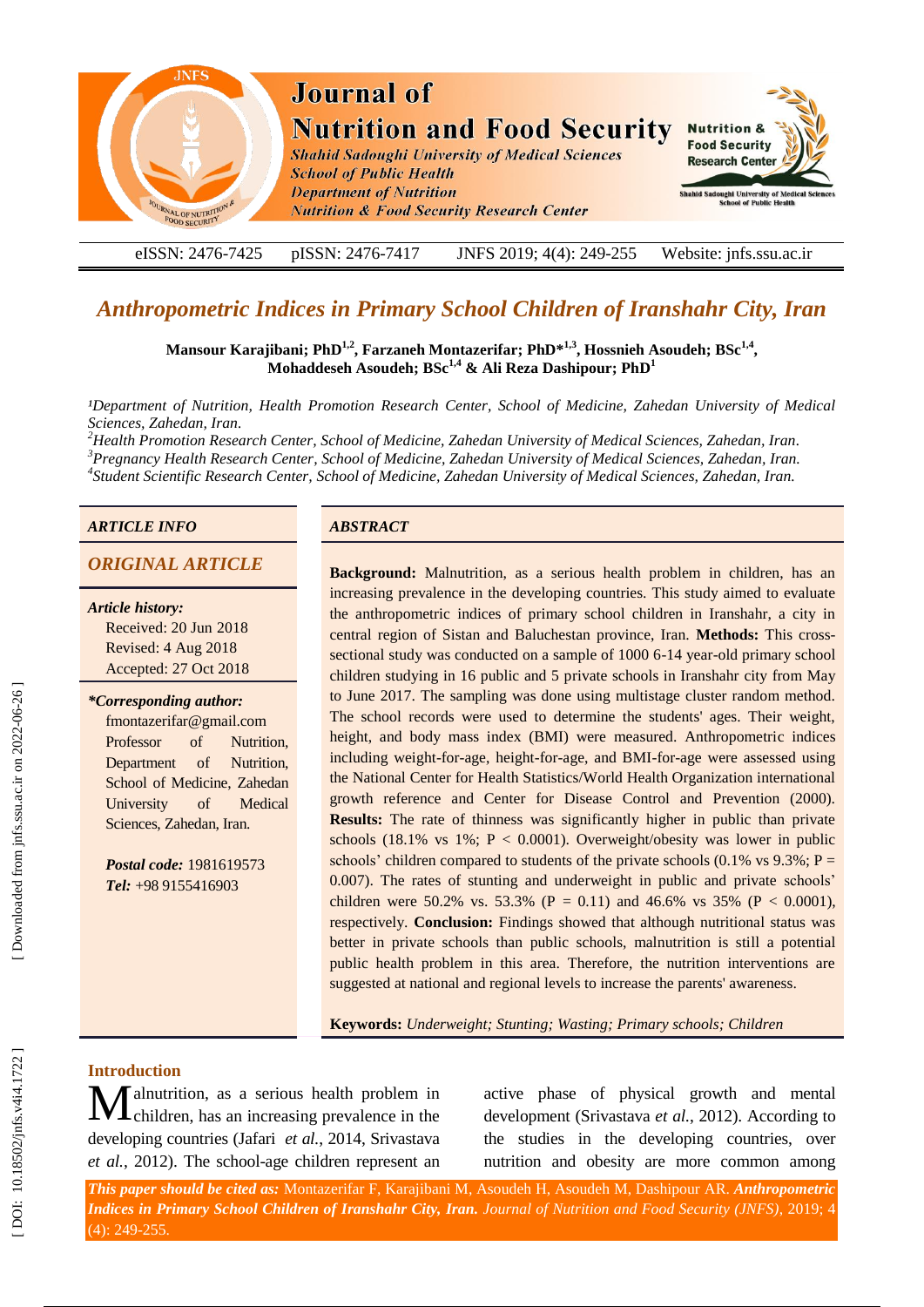# Anthropometric Indices in Primary School Children of Iranshahr City, Iran

**Mansour Karajibani; PhD[1,2], Farzaneh Montazerifar; PhD*[1,3], Hossnieh Asoudeh; BSc[1,4], Mohaddeseh Asoudeh; BSc[1,4] & Ali Reza Dashipour; PhD[1]**

*[1]Department of Nutrition, Health Promotion Research Center, School of Medicine, Zahedan University of Medical Sciences, Zahedan, Iran.*
*[2]Health Promotion Research Center, School of Medicine, Zahedan University of Medical Sciences, Zahedan, Iran.*
*[3]Pregnancy Health Research Center, School of Medicine, Zahedan University of Medical Sciences, Zahedan, Iran.*
*[4]Student Scientific Research Center, School of Medicine, Zahedan University of Medical Sciences, Zahedan, Iran.*

## ARTICLE INFO

### ORIGINAL ARTICLE

***Article history:***
Received: 20 Jun 2018
Revised: 4 Aug 2018
Accepted: 27 Oct 2018

***\*Corresponding author:***
fmontazerifar@gmail.com
Professor of Nutrition, Department of Nutrition, School of Medicine, Zahedan University of Medical Sciences, Zahedan, Iran.

***Postal code:*** 1981619573
***Tel:*** +98 9155416903

## ABSTRACT

**Background:** Malnutrition, as a serious health problem in children, has an increasing prevalence in the developing countries. This study aimed to evaluate the anthropometric indices of primary school children in Iranshahr, a city in central region of Sistan and Baluchestan province, Iran. **Methods:** This cross-sectional study was conducted on a sample of 1000 6-14 year-old primary school children studying in 16 public and 5 private schools in Iranshahr city from May to June 2017. The sampling was done using multistage cluster random method. The school records were used to determine the students' ages. Their weight, height, and body mass index (BMI) were measured. Anthropometric indices including weight-for-age, height-for-age, and BMI-for-age were assessed using the National Center for Health Statistics/World Health Organization international growth reference and Center for Disease Control and Prevention (2000). **Results:** The rate of thinness was significantly higher in public than private schools (18.1% vs 1%; $P < 0.0001$). Overweight/obesity was lower in public schools' children compared to students of the private schools (0.1% vs 9.3%; $P = 0.007$). The rates of stunting and underweight in public and private schools' children were 50.2% vs. 53.3% ($P = 0.11$) and 46.6% vs 35% ($P < 0.0001$), respectively. **Conclusion:** Findings showed that although nutritional status was better in private schools than public schools, malnutrition is still a potential public health problem in this area. Therefore, the nutrition interventions are suggested at national and regional levels to increase the parents' awareness.

**Keywords:** *Underweight; Stunting; Wasting; Primary schools; Children*

## Introduction

Malnutrition, as a serious health problem in children, has an increasing prevalence in the developing countries (Jafari *et al.*, 2014, Srivastava *et al.*, 2012). The school-age children represent an active phase of physical growth and mental development (Srivastava *et al.*, 2012). According to the studies in the developing countries, over nutrition and obesity are more common among

***This paper should be cited as:*** Montazerifar F, Karajibani M, Asoudeh H, Asoudeh M, Dashipour AR. ***Anthropometric Indices in Primary School Children of Iranshahr City, Iran.*** *Journal of Nutrition and Food Security (JNFS),* 2019; 4 (4): 249-255.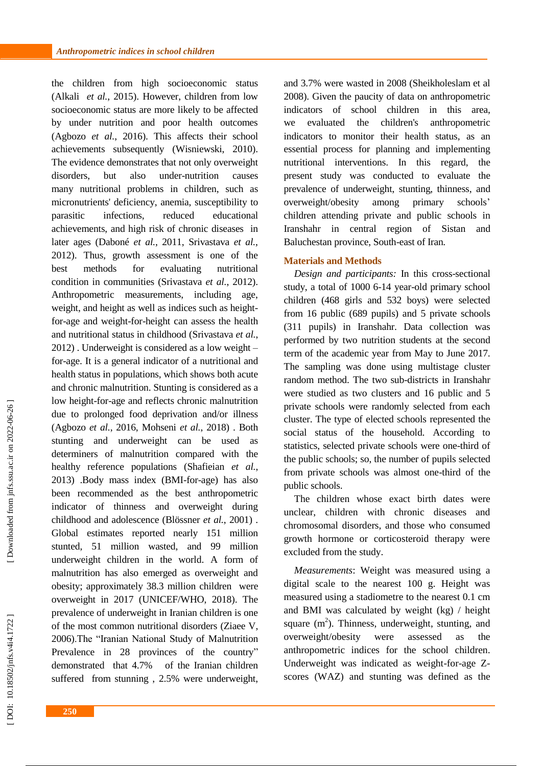the children from high socioeconomic status (Alkali *et al.*, 2015). However, children from low socioeconomic status are more likely to be affected by under nutrition and poor health outcomes (Agbozo *et al.*, 2016). This affects their school achievements subsequently (Wisniewski, 2010). The evidence demonstrates that not only overweight disorders, but also under-nutrition causes many nutritional problems in children, such as micronutrients' deficiency, anemia, susceptibility to parasitic infections, reduced educational achievements, and high risk of chronic diseases in later ages (Daboné *et al.*, 2011, Srivastava *et al.*, 2012). Thus, growth assessment is one of the best methods for evaluating nutritional condition in communities (Srivastava *et al.*, 2012). Anthropometric measurements, including age, weight, and height as well as indices such as height-for-age and weight-for-height can assess the health and nutritional status in childhood (Srivastava *et al.*, 2012) . Underweight is considered as a low weight – for-age. It is a general indicator of a nutritional and health status in populations, which shows both acute and chronic malnutrition. Stunting is considered as a low height-for-age and reflects chronic malnutrition due to prolonged food deprivation and/or illness (Agbozo *et al.*, 2016, Mohseni *et al.*, 2018) . Both stunting and underweight can be used as determiners of malnutrition compared with the healthy reference populations (Shafieian *et al.*, 2013) .Body mass index (BMI-for-age) has also been recommended as the best anthropometric indicator of thinness and overweight during childhood and adolescence (Blössner *et al.*, 2001) . Global estimates reported nearly 151 million stunted, 51 million wasted, and 99 million underweight children in the world. A form of malnutrition has also emerged as overweight and obesity; approximately 38.3 million children were overweight in 2017 (UNICEF/WHO, 2018). The prevalence of underweight in Iranian children is one of the most common nutritional disorders (Ziaee V, 2006).The "Iranian National Study of Malnutrition Prevalence in 28 provinces of the country" demonstrated that 4.7% of the Iranian children suffered from stunning , 2.5% were underweight, and 3.7% were wasted in 2008 (Sheikholeslam et al 2008). Given the paucity of data on anthropometric indicators of school children in this area, we evaluated the children's anthropometric indicators to monitor their health status, as an essential process for planning and implementing nutritional interventions. In this regard, the present study was conducted to evaluate the prevalence of underweight, stunting, thinness, and overweight/obesity among primary schools' children attending private and public schools in Iranshahr in central region of Sistan and Baluchestan province, South-east of Iran.

## Materials and Methods

*Design and participants:* In this cross-sectional study, a total of 1000 6-14 year-old primary school children (468 girls and 532 boys) were selected from 16 public (689 pupils) and 5 private schools (311 pupils) in Iranshahr. Data collection was performed by two nutrition students at the second term of the academic year from May to June 2017. The sampling was done using multistage cluster random method. The two sub-districts in Iranshahr were studied as two clusters and 16 public and 5 private schools were randomly selected from each cluster. The type of elected schools represented the social status of the household. According to statistics, selected private schools were one-third of the public schools; so, the number of pupils selected from private schools was almost one-third of the public schools.

The children whose exact birth dates were unclear, children with chronic diseases and chromosomal disorders, and those who consumed growth hormone or corticosteroid therapy were excluded from the study.

*Measurements*: Weight was measured using a digital scale to the nearest 100 g. Height was measured using a stadiometre to the nearest 0.1 cm and BMI was calculated by weight (kg) / height square ($m^2$). Thinness, underweight, stunting, and overweight/obesity were assessed as the anthropometric indices for the school children. Underweight was indicated as weight-for-age Z-scores (WAZ) and stunting was defined as the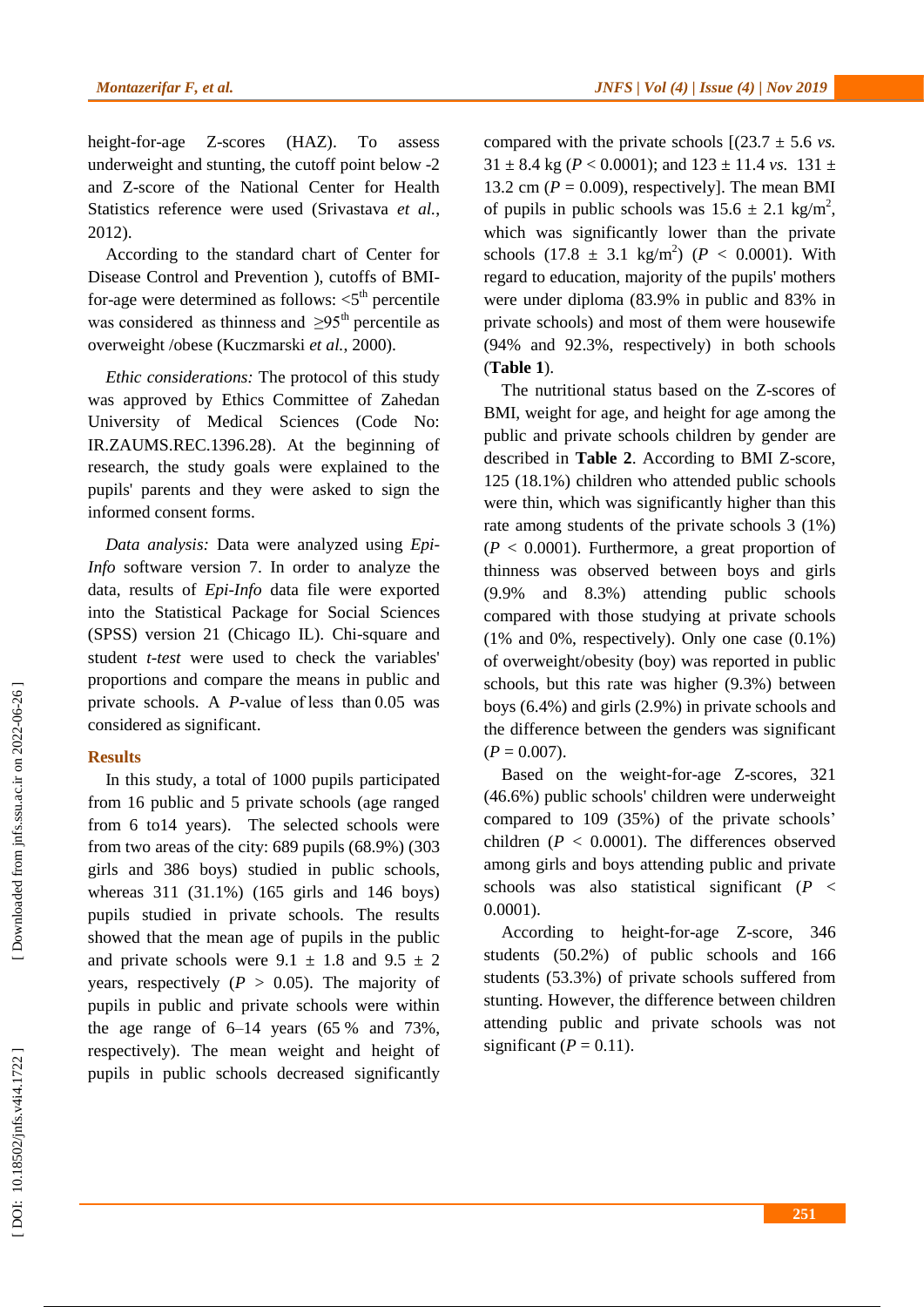height-for-age Z-scores (HAZ). To assess underweight and stunting, the cutoff point below -2 and Z-score of the National Center for Health Statistics reference were used (Srivastava *et al.*, 2012).

According to the standard chart of Center for Disease Control and Prevention ), cutoffs of BMI-for-age were determined as follows: <5$^{th}$ percentile was considered as thinness and ≥95$^{th}$ percentile as overweight /obese (Kuczmarski *et al.*, 2000).

*Ethic considerations:* The protocol of this study was approved by Ethics Committee of Zahedan University of Medical Sciences (Code No: IR.ZAUMS.REC.1396.28). At the beginning of research, the study goals were explained to the pupils' parents and they were asked to sign the informed consent forms.

*Data analysis:* Data were analyzed using *Epi-Info* software version 7. In order to analyze the data, results of *Epi-Info* data file were exported into the Statistical Package for Social Sciences (SPSS) version 21 (Chicago IL). Chi-square and student *t-test* were used to check the variables' proportions and compare the means in public and private schools. A *P*-value of less than 0.05 was considered as significant.

## Results

In this study, a total of 1000 pupils participated from 16 public and 5 private schools (age ranged from 6 to14 years). The selected schools were from two areas of the city: 689 pupils (68.9%) (303 girls and 386 boys) studied in public schools, whereas 311 (31.1%) (165 girls and 146 boys) pupils studied in private schools. The results showed that the mean age of pupils in the public and private schools were 9.1 ± 1.8 and 9.5 ± 2 years, respectively ($P$ > 0.05). The majority of pupils in public and private schools were within the age range of 6–14 years (65 % and 73%, respectively). The mean weight and height of pupils in public schools decreased significantly compared with the private schools [(23.7 ± 5.6 *vs.* 31 ± 8.4 kg ($P$ < 0.0001); and 123 ± 11.4 *vs.* 131 ± 13.2 cm ($P$ = 0.009), respectively]. The mean BMI of pupils in public schools was 15.6 ± 2.1 kg/m$^2$, which was significantly lower than the private schools (17.8 ± 3.1 kg/m$^2$) ($P$ < 0.0001). With regard to education, majority of the pupils' mothers were under diploma (83.9% in public and 83% in private schools) and most of them were housewife (94% and 92.3%, respectively) in both schools (**Table 1**).

The nutritional status based on the Z-scores of BMI, weight for age, and height for age among the public and private schools children by gender are described in **Table 2**. According to BMI Z-score, 125 (18.1%) children who attended public schools were thin, which was significantly higher than this rate among students of the private schools 3 (1%) ($P$ < 0.0001). Furthermore, a great proportion of thinness was observed between boys and girls (9.9% and 8.3%) attending public schools compared with those studying at private schools (1% and 0%, respectively). Only one case (0.1%) of overweight/obesity (boy) was reported in public schools, but this rate was higher (9.3%) between boys (6.4%) and girls (2.9%) in private schools and the difference between the genders was significant ($P$ = 0.007).

Based on the weight-for-age Z-scores, 321 (46.6%) public schools' children were underweight compared to 109 (35%) of the private schools' children ($P$ < 0.0001). The differences observed among girls and boys attending public and private schools was also statistical significant ($P$ < 0.0001).

According to height-for-age Z-score, 346 students (50.2%) of public schools and 166 students (53.3%) of private schools suffered from stunting. However, the difference between children attending public and private schools was not significant ($P$ = 0.11).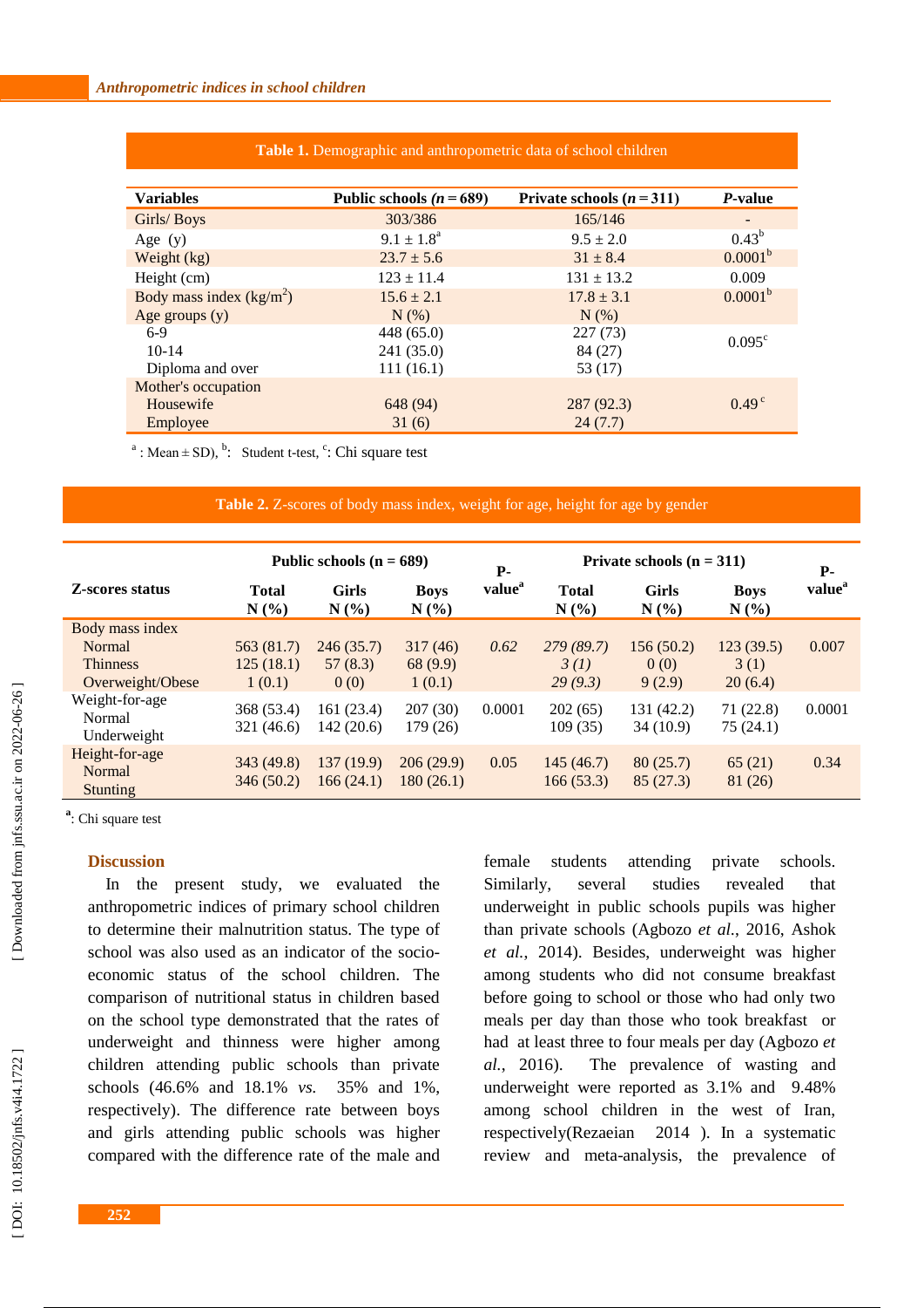**Table 1.** Demographic and anthropometric data of school children

| Variables | Public schools (*n* = 689) | Private schools (*n* = 311) | *P*-value |
|---|---|---|---|
| Girls/ Boys | 303/386 | 165/146 | - |
| Age (y) | 9.1 ± 1.8[a] | 9.5 ± 2.0 | 0.43[b] |
| Weight (kg) | 23.7 ± 5.6 | 31 ± 8.4 | 0.0001[b] |
| Height (cm) | 123 ± 11.4 | 131 ± 13.2 | 0.009 |
| Body mass index (kg/m$^2$) | 15.6 ± 2.1 | 17.8 ± 3.1 | 0.0001[b] |
| Age groups (y) | N (%) | N (%) | |
| 6-9 | 448 (65.0) | 227 (73) | 0.095[c] |
| 10-14 | 241 (35.0) | 84 (27) | |
| Diploma and over | 111 (16.1) | 53 (17) | |
| Mother's occupation | | | |
| Housewife | 648 (94) | 287 (92.3) | 0.49 [c] |
| Employee | 31 (6) | 24 (7.7) | |

[a] : Mean ± SD), [b]: Student t-test, [c]: Chi square test

**Table 2.** Z-scores of body mass index, weight for age, height for age by gender

| Z-scores status | Public schools (n = 689) | | | P-value[a] | Private schools (n = 311) | | | P-value[a] |
|---|---|---|---|---|---|---|---|---|
| | Total N (%) | Girls N (%) | Boys N (%) | | Total N (%) | Girls N (%) | Boys N (%) | |
| Body mass index | | | | | | | | |
| Normal | 563 (81.7) | 246 (35.7) | 317 (46) | *0.62* | *279 (89.7)* | 156 (50.2) | 123 (39.5) | 0.007 |
| Thinness | 125 (18.1) | 57 (8.3) | 68 (9.9) | | *3 (1)* | 0 (0) | 3 (1) | |
| Overweight/Obese | 1 (0.1) | 0 (0) | 1 (0.1) | | *29 (9.3)* | 9 (2.9) | 20 (6.4) | |
| Weight-for-age | | | | | | | | |
| Normal | 368 (53.4) | 161 (23.4) | 207 (30) | 0.0001 | 202 (65) | 131 (42.2) | 71 (22.8) | 0.0001 |
| Underweight | 321 (46.6) | 142 (20.6) | 179 (26) | | 109 (35) | 34 (10.9) | 75 (24.1) | |
| Height-for-age | | | | | | | | |
| Normal | 343 (49.8) | 137 (19.9) | 206 (29.9) | 0.05 | 145 (46.7) | 80 (25.7) | 65 (21) | 0.34 |
| Stunting | 346 (50.2) | 166 (24.1) | 180 (26.1) | | 166 (53.3) | 85 (27.3) | 81 (26) | |

[a]: Chi square test

## Discussion

In the present study, we evaluated the anthropometric indices of primary school children to determine their malnutrition status. The type of school was also used as an indicator of the socio-economic status of the school children. The comparison of nutritional status in children based on the school type demonstrated that the rates of underweight and thinness were higher among children attending public schools than private schools (46.6% and 18.1% *vs.* 35% and 1%, respectively). The difference rate between boys and girls attending public schools was higher compared with the difference rate of the male and female students attending private schools. Similarly, several studies revealed that underweight in public schools pupils was higher than private schools (Agbozo *et al*., 2016, Ashok *et al.*, 2014). Besides, underweight was higher among students who did not consume breakfast before going to school or those who had only two meals per day than those who took breakfast or had at least three to four meals per day (Agbozo *et al.*, 2016). The prevalence of wasting and underweight were reported as 3.1% and 9.48% among school children in the west of Iran, respectively(Rezaeian 2014 ). In a systematic review and meta-analysis, the prevalence of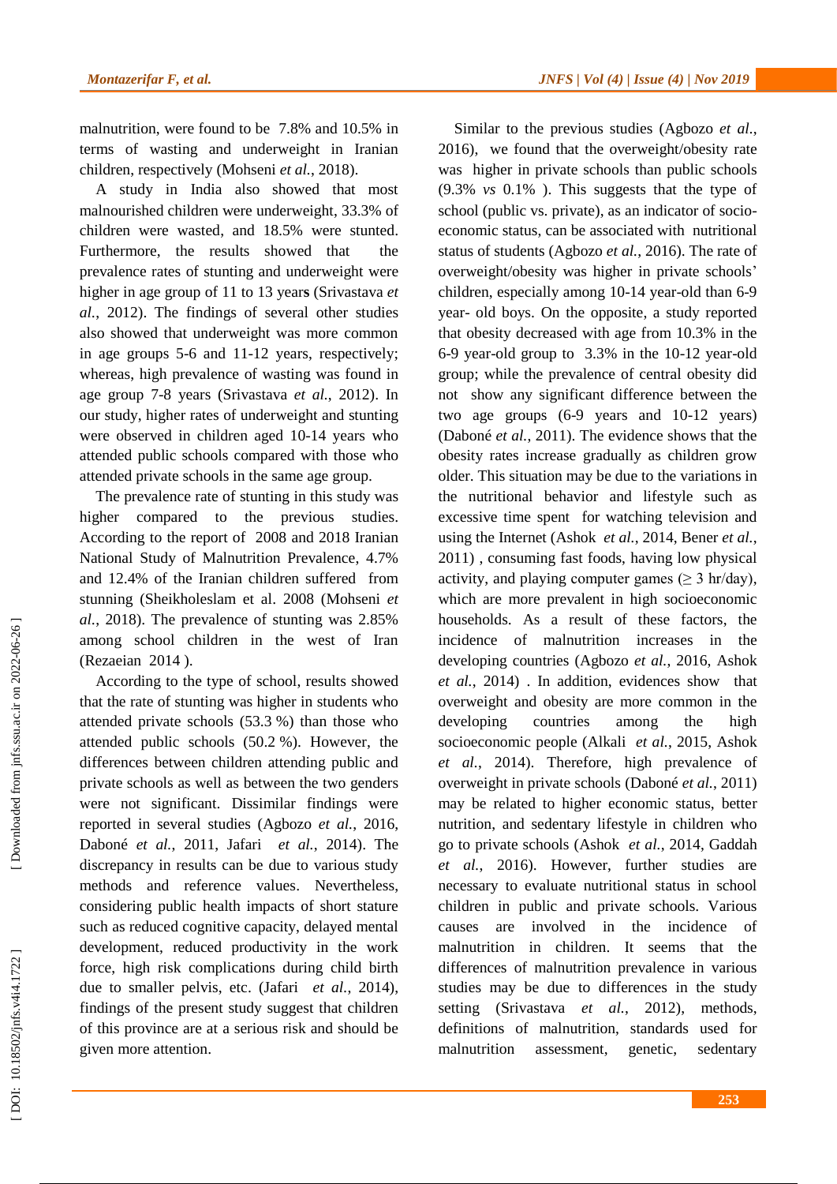malnutrition, were found to be 7.8% and 10.5% in terms of wasting and underweight in Iranian children, respectively (Mohseni *et al.*, 2018).

A study in India also showed that most malnourished children were underweight, 33.3% of children were wasted, and 18.5% were stunted. Furthermore, the results showed that the prevalence rates of stunting and underweight were higher in age group of 11 to 13 year**s** (Srivastava *et al.*, 2012). The findings of several other studies also showed that underweight was more common in age groups 5-6 and 11-12 years, respectively; whereas, high prevalence of wasting was found in age group 7-8 years (Srivastava *et al.*, 2012). In our study, higher rates of underweight and stunting were observed in children aged 10-14 years who attended public schools compared with those who attended private schools in the same age group.

The prevalence rate of stunting in this study was higher compared to the previous studies. According to the report of 2008 and 2018 Iranian National Study of Malnutrition Prevalence, 4.7% and 12.4% of the Iranian children suffered from stunning (Sheikholeslam et al. 2008 (Mohseni *et al.*, 2018). The prevalence of stunting was 2.85% among school children in the west of Iran (Rezaeian 2014 ).

According to the type of school, results showed that the rate of stunting was higher in students who attended private schools (53.3 %) than those who attended public schools (50.2 %). However, the differences between children attending public and private schools as well as between the two genders were not significant. Dissimilar findings were reported in several studies (Agbozo *et al.*, 2016, Daboné *et al.*, 2011, Jafari *et al.*, 2014). The discrepancy in results can be due to various study methods and reference values. Nevertheless, considering public health impacts of short stature such as reduced cognitive capacity, delayed mental development, reduced productivity in the work force, high risk complications during child birth due to smaller pelvis, etc. (Jafari *et al.*, 2014), findings of the present study suggest that children of this province are at a serious risk and should be given more attention.

Similar to the previous studies (Agbozo *et al.*, 2016), we found that the overweight/obesity rate was higher in private schools than public schools (9.3% *vs* 0.1% ). This suggests that the type of school (public vs. private), as an indicator of socio-economic status, can be associated with nutritional status of students (Agbozo *et al.*, 2016). The rate of overweight/obesity was higher in private schools' children, especially among 10-14 year-old than 6-9 year- old boys. On the opposite, a study reported that obesity decreased with age from 10.3% in the 6-9 year-old group to 3.3% in the 10-12 year-old group; while the prevalence of central obesity did not show any significant difference between the two age groups (6-9 years and 10-12 years) (Daboné *et al.*, 2011). The evidence shows that the obesity rates increase gradually as children grow older. This situation may be due to the variations in the nutritional behavior and lifestyle such as excessive time spent for watching television and using the Internet (Ashok *et al.*, 2014, Bener *et al.*, 2011) , consuming fast foods, having low physical activity, and playing computer games (≥ 3 hr/day), which are more prevalent in high socioeconomic households. As a result of these factors, the incidence of malnutrition increases in the developing countries (Agbozo *et al.*, 2016, Ashok *et al.*, 2014) . In addition, evidences show that overweight and obesity are more common in the developing countries among the high socioeconomic people (Alkali *et al.*, 2015, Ashok *et al.*, 2014). Therefore, high prevalence of overweight in private schools (Daboné *et al.*, 2011) may be related to higher economic status, better nutrition, and sedentary lifestyle in children who go to private schools (Ashok *et al.*, 2014, Gaddah *et al.*, 2016). However, further studies are necessary to evaluate nutritional status in school children in public and private schools. Various causes are involved in the incidence of malnutrition in children. It seems that the differences of malnutrition prevalence in various studies may be due to differences in the study setting (Srivastava *et al.*, 2012), methods, definitions of malnutrition, standards used for malnutrition assessment, genetic, sedentary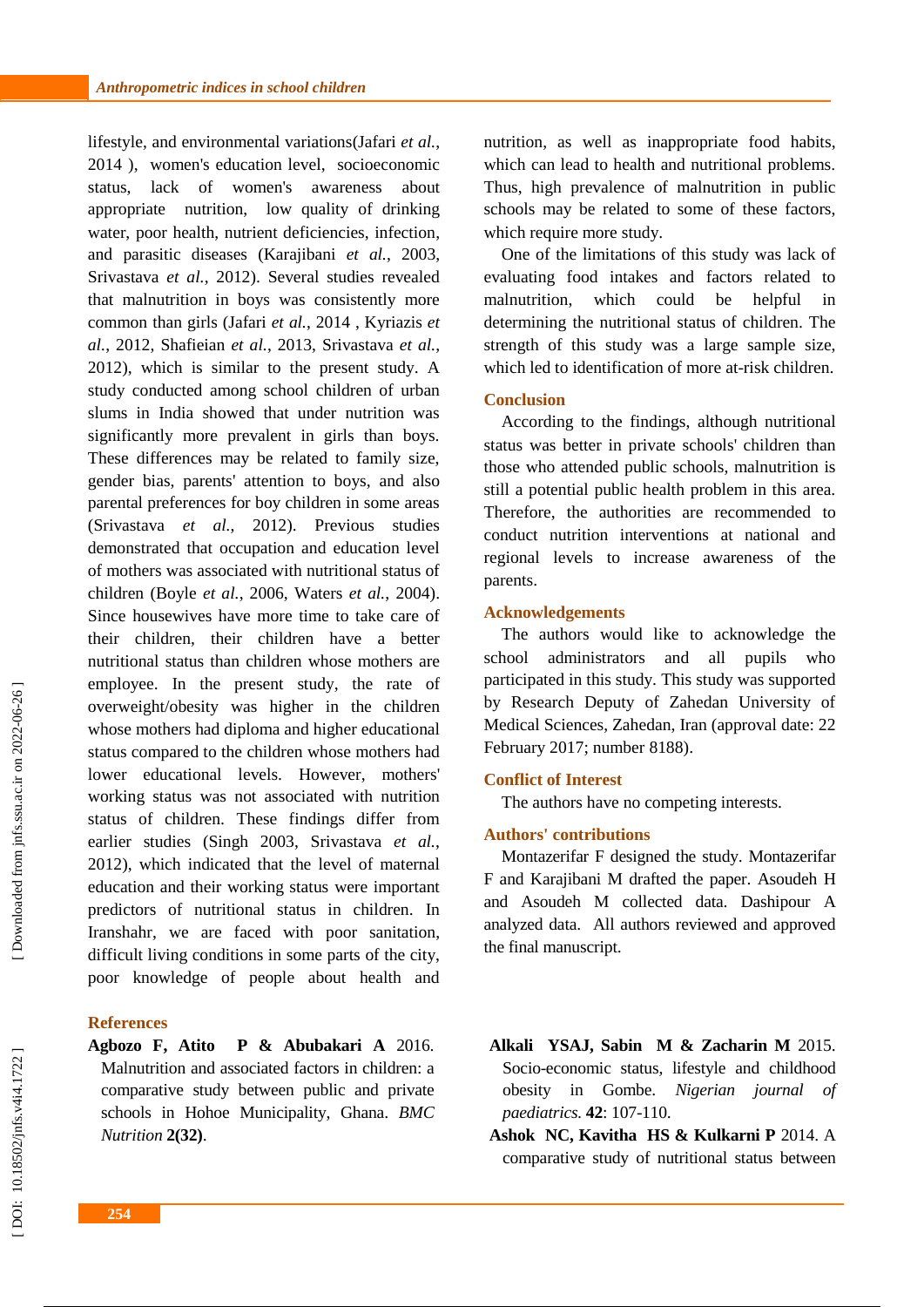lifestyle, and environmental variations(Jafari *et al.*, 2014 ), women's education level, socioeconomic status, lack of women's awareness about appropriate nutrition, low quality of drinking water, poor health, nutrient deficiencies, infection, and parasitic diseases (Karajibani *et al.*, 2003, Srivastava *et al.*, 2012). Several studies revealed that malnutrition in boys was consistently more common than girls (Jafari *et al.*, 2014 , Kyriazis *et al.*, 2012, Shafieian *et al.*, 2013, Srivastava *et al.*, 2012), which is similar to the present study. A study conducted among school children of urban slums in India showed that under nutrition was significantly more prevalent in girls than boys. These differences may be related to family size, gender bias, parents' attention to boys, and also parental preferences for boy children in some areas (Srivastava *et al.*, 2012). Previous studies demonstrated that occupation and education level of mothers was associated with nutritional status of children (Boyle *et al.*, 2006, Waters *et al.*, 2004). Since housewives have more time to take care of their children, their children have a better nutritional status than children whose mothers are employee. In the present study, the rate of overweight/obesity was higher in the children whose mothers had diploma and higher educational status compared to the children whose mothers had lower educational levels. However, mothers' working status was not associated with nutrition status of children. These findings differ from earlier studies (Singh 2003, Srivastava *et al.*, 2012), which indicated that the level of maternal education and their working status were important predictors of nutritional status in children. In Iranshahr, we are faced with poor sanitation, difficult living conditions in some parts of the city, poor knowledge of people about health and nutrition, as well as inappropriate food habits, which can lead to health and nutritional problems. Thus, high prevalence of malnutrition in public schools may be related to some of these factors, which require more study.

One of the limitations of this study was lack of evaluating food intakes and factors related to malnutrition, which could be helpful in determining the nutritional status of children. The strength of this study was a large sample size, which led to identification of more at-risk children.

## Conclusion

According to the findings, although nutritional status was better in private schools' children than those who attended public schools, malnutrition is still a potential public health problem in this area. Therefore, the authorities are recommended to conduct nutrition interventions at national and regional levels to increase awareness of the parents.

## Acknowledgements

The authors would like to acknowledge the school administrators and all pupils who participated in this study. This study was supported by Research Deputy of Zahedan University of Medical Sciences, Zahedan, Iran (approval date: 22 February 2017; number 8188).

## Conflict of Interest

The authors have no competing interests.

## Authors' contributions

Montazerifar F designed the study. Montazerifar F and Karajibani M drafted the paper. Asoudeh H and Asoudeh M collected data. Dashipour A analyzed data. All authors reviewed and approved the final manuscript.

## References

**Agbozo F, Atito P & Abubakari A** 2016. Malnutrition and associated factors in children: a comparative study between public and private schools in Hohoe Municipality, Ghana. *BMC Nutrition* **2(32)**.

**Alkali YSAJ, Sabin M & Zacharin M** 2015. Socio-economic status, lifestyle and childhood obesity in Gombe. *Nigerian journal of paediatrics.* **42**: 107-110.

**Ashok NC, Kavitha HS & Kulkarni P** 2014. A comparative study of nutritional status between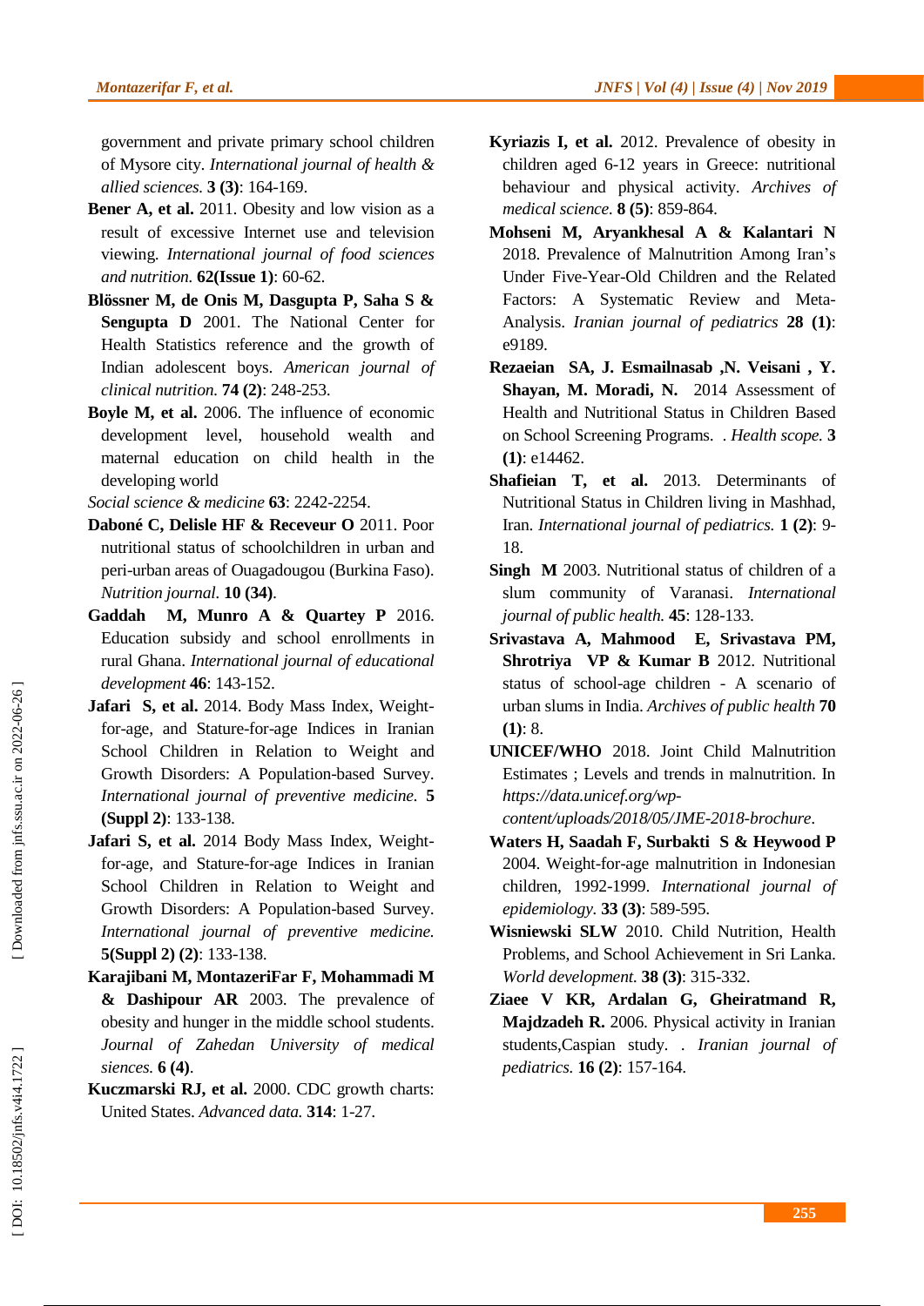government and private primary school children of Mysore city. *International journal of health & allied sciences.* **3 (3)**: 164-169.

**Bener A, et al.** 2011. Obesity and low vision as a result of excessive Internet use and television viewing. *International journal of food sciences and nutrition.* **62(Issue 1)**: 60-62.

**Blössner M, de Onis M, Dasgupta P, Saha S & Sengupta D** 2001. The National Center for Health Statistics reference and the growth of Indian adolescent boys. *American journal of clinical nutrition.* **74 (2)**: 248-253.

**Boyle M, et al.** 2006. The influence of economic development level, household wealth and maternal education on child health in the developing world *Social science & medicine* **63**: 2242-2254.

**Daboné C, Delisle HF & Receveur O** 2011. Poor nutritional status of schoolchildren in urban and peri-urban areas of Ouagadougou (Burkina Faso). *Nutrition journal.* **10 (34)**.

**Gaddah M, Munro A & Quartey P** 2016. Education subsidy and school enrollments in rural Ghana. *International journal of educational development* **46**: 143-152.

**Jafari S, et al.** 2014. Body Mass Index, Weight-for-age, and Stature-for-age Indices in Iranian School Children in Relation to Weight and Growth Disorders: A Population-based Survey. *International journal of preventive medicine.* **5 (Suppl 2)**: 133-138.

**Jafari S, et al.** 2014 Body Mass Index, Weight-for-age, and Stature-for-age Indices in Iranian School Children in Relation to Weight and Growth Disorders: A Population-based Survey. *International journal of preventive medicine.* **5(Suppl 2) (2)**: 133-138.

**Karajibani M, MontazeriFar F, Mohammadi M & Dashipour AR** 2003. The prevalence of obesity and hunger in the middle school students. *Journal of Zahedan University of medical siences.* **6 (4)**.

**Kuczmarski RJ, et al.** 2000. CDC growth charts: United States. *Advanced data.* **314**: 1-27.

**Kyriazis I, et al.** 2012. Prevalence of obesity in children aged 6-12 years in Greece: nutritional behaviour and physical activity. *Archives of medical science.* **8 (5)**: 859-864.

**Mohseni M, Aryankhesal A & Kalantari N** 2018. Prevalence of Malnutrition Among Iran's Under Five-Year-Old Children and the Related Factors: A Systematic Review and Meta-Analysis. *Iranian journal of pediatrics* **28 (1)**: e9189.

**Rezaeian SA, J. Esmailnasab ,N. Veisani , Y. Shayan, M. Moradi, N.** 2014 Assessment of Health and Nutritional Status in Children Based on School Screening Programs. . *Health scope.* **3 (1)**: e14462.

**Shafieian T, et al.** 2013. Determinants of Nutritional Status in Children living in Mashhad, Iran. *International journal of pediatrics.* **1 (2)**: 9-18.

**Singh M** 2003. Nutritional status of children of a slum community of Varanasi. *International journal of public health.* **45**: 128-133.

**Srivastava A, Mahmood E, Srivastava PM, Shrotriya VP & Kumar B** 2012. Nutritional status of school-age children - A scenario of urban slums in India. *Archives of public health* **70 (1)**: 8.

**UNICEF/WHO** 2018. Joint Child Malnutrition Estimates ; Levels and trends in malnutrition. In *https://data.unicef.org/wp-content/uploads/2018/05/JME-2018-brochure*.

**Waters H, Saadah F, Surbakti S & Heywood P** 2004. Weight-for-age malnutrition in Indonesian children, 1992-1999. *International journal of epidemiology.* **33 (3)**: 589-595.

**Wisniewski SLW** 2010. Child Nutrition, Health Problems, and School Achievement in Sri Lanka. *World development.* **38 (3)**: 315-332.

**Ziaee V KR, Ardalan G, Gheiratmand R, Majdzadeh R.** 2006. Physical activity in Iranian students,Caspian study. . *Iranian journal of pediatrics.* **16 (2)**: 157-164.